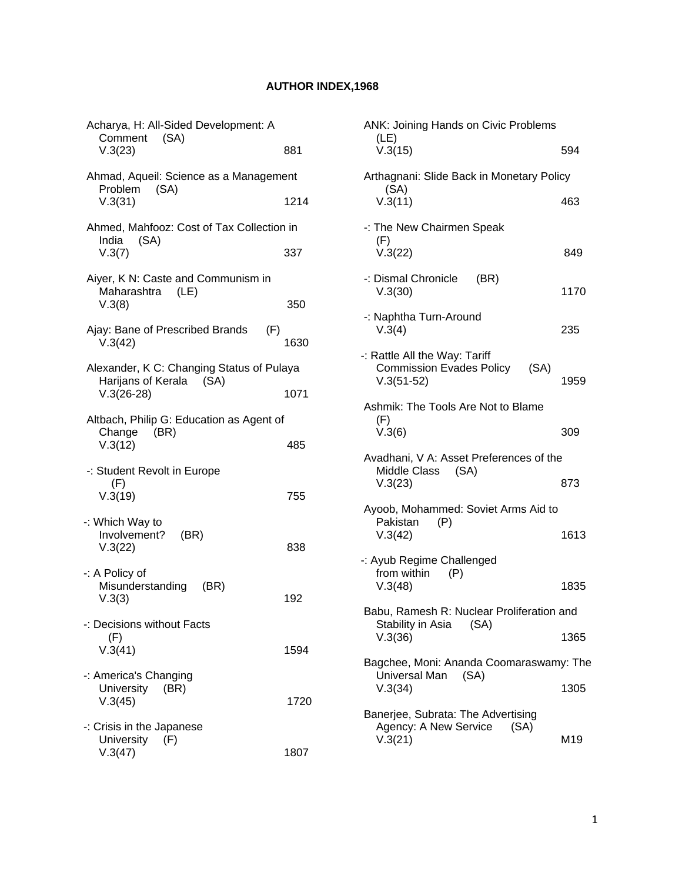# AUTHOR INDEX,1968

Acharya, H: All-Sided Development: A Comment (SA)
V.3(23) 881

Ahmad, Aqueil: Science as a Management Problem (SA)
V.3(31) 1214

Ahmed, Mahfooz: Cost of Tax Collection in India (SA)
V.3(7) 337

Aiyer, K N: Caste and Communism in Maharashtra (LE)
V.3(8) 350

Ajay: Bane of Prescribed Brands (F)
V.3(42) 1630

Alexander, K C: Changing Status of Pulaya Harijans of Kerala (SA)
V.3(26-28) 1071

Altbach, Philip G: Education as Agent of Change (BR)
V.3(12) 485

-: Student Revolt in Europe (F)
V.3(19) 755

-: Which Way to Involvement? (BR)
V.3(22) 838

-: A Policy of Misunderstanding (BR)
V.3(3) 192

-: Decisions without Facts (F)
V.3(41) 1594

-: America's Changing University (BR)
V.3(45) 1720

-: Crisis in the Japanese University (F)
V.3(47) 1807

ANK: Joining Hands on Civic Problems (LE)
V.3(15) 594

Arthagnani: Slide Back in Monetary Policy (SA)
V.3(11) 463

-: The New Chairmen Speak (F)
V.3(22) 849

-: Dismal Chronicle (BR)
V.3(30) 1170

-: Naphtha Turn-Around
V.3(4) 235

-: Rattle All the Way: Tariff Commission Evades Policy (SA)
V.3(51-52) 1959

Ashmik: The Tools Are Not to Blame (F)
V.3(6) 309

Avadhani, V A: Asset Preferences of the Middle Class (SA)
V.3(23) 873

Ayoob, Mohammed: Soviet Arms Aid to Pakistan (P)
V.3(42) 1613

-: Ayub Regime Challenged from within (P)
V.3(48) 1835

Babu, Ramesh R: Nuclear Proliferation and Stability in Asia (SA)
V.3(36) 1365

Bagchee, Moni: Ananda Coomaraswamy: The Universal Man (SA)
V.3(34) 1305

Banerjee, Subrata: The Advertising Agency: A New Service (SA)
V.3(21) M19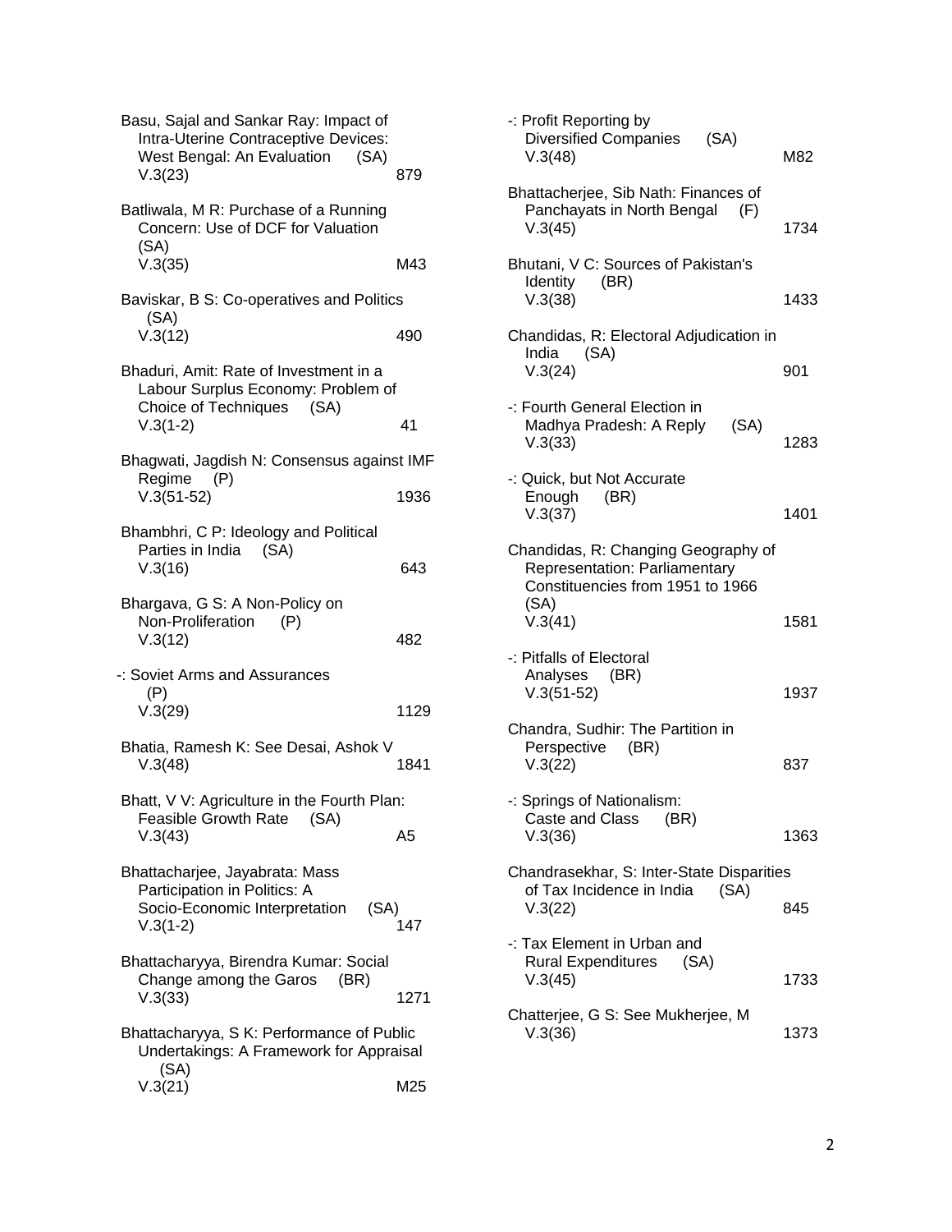Basu, Sajal and Sankar Ray: Impact of Intra-Uterine Contraceptive Devices: West Bengal: An Evaluation (SA)
V.3(23) 879

Batliwala, M R: Purchase of a Running Concern: Use of DCF for Valuation (SA)
V.3(35) M43

Baviskar, B S: Co-operatives and Politics (SA)
V.3(12) 490

Bhaduri, Amit: Rate of Investment in a Labour Surplus Economy: Problem of Choice of Techniques (SA)
V.3(1-2) 41

Bhagwati, Jagdish N: Consensus against IMF Regime (P)
V.3(51-52) 1936

Bhambhri, C P: Ideology and Political Parties in India (SA)
V.3(16) 643

Bhargava, G S: A Non-Policy on Non-Proliferation (P)
V.3(12) 482

-: Soviet Arms and Assurances (P)
V.3(29) 1129

Bhatia, Ramesh K: See Desai, Ashok V
V.3(48) 1841

Bhatt, V V: Agriculture in the Fourth Plan: Feasible Growth Rate (SA)
V.3(43) A5

Bhattacharjee, Jayabrata: Mass Participation in Politics: A Socio-Economic Interpretation (SA)
V.3(1-2) 147

Bhattacharyya, Birendra Kumar: Social Change among the Garos (BR)
V.3(33) 1271

Bhattacharyya, S K: Performance of Public Undertakings: A Framework for Appraisal (SA)
V.3(21) M25

-: Profit Reporting by Diversified Companies (SA)
V.3(48) M82

Bhattacherjee, Sib Nath: Finances of Panchayats in North Bengal (F)
V.3(45) 1734

Bhutani, V C: Sources of Pakistan's Identity (BR)
V.3(38) 1433

Chandidas, R: Electoral Adjudication in India (SA)
V.3(24) 901

-: Fourth General Election in Madhya Pradesh: A Reply (SA)
V.3(33) 1283

-: Quick, but Not Accurate Enough (BR)
V.3(37) 1401

Chandidas, R: Changing Geography of Representation: Parliamentary Constituencies from 1951 to 1966 (SA)
V.3(41) 1581

-: Pitfalls of Electoral Analyses (BR)
V.3(51-52) 1937

Chandra, Sudhir: The Partition in Perspective (BR)
V.3(22) 837

-: Springs of Nationalism: Caste and Class (BR)
V.3(36) 1363

Chandrasekhar, S: Inter-State Disparities of Tax Incidence in India (SA)
V.3(22) 845

-: Tax Element in Urban and Rural Expenditures (SA)
V.3(45) 1733

Chatterjee, G S: See Mukherjee, M
V.3(36) 1373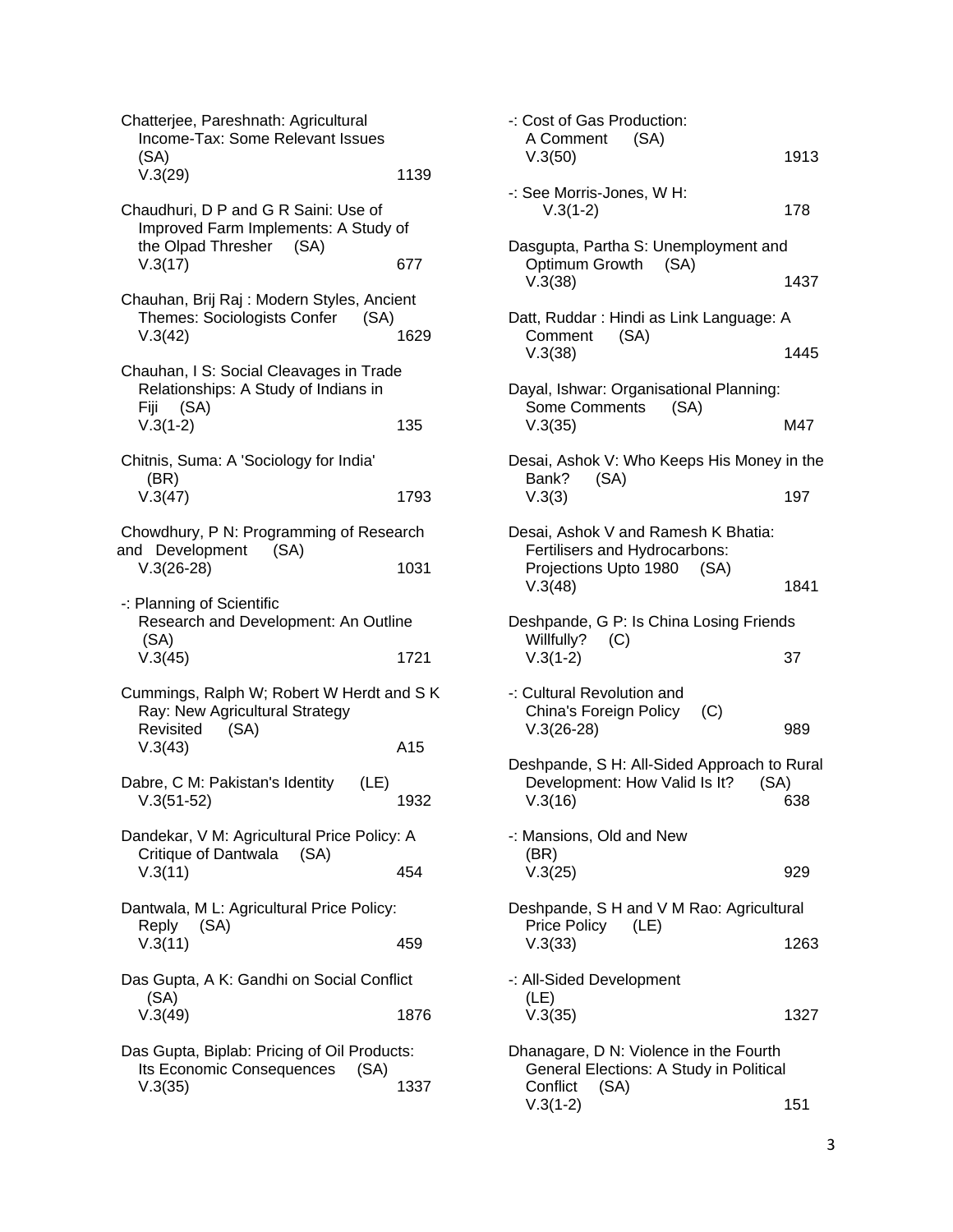Chatterjee, Pareshnath: Agricultural Income-Tax: Some Relevant Issues (SA)
V.3(29) 1139

Chaudhuri, D P and G R Saini: Use of Improved Farm Implements: A Study of the Olpad Thresher (SA)
V.3(17) 677

Chauhan, Brij Raj : Modern Styles, Ancient Themes: Sociologists Confer (SA)
V.3(42) 1629

Chauhan, I S: Social Cleavages in Trade Relationships: A Study of Indians in Fiji (SA)
V.3(1-2) 135

Chitnis, Suma: A 'Sociology for India' (BR)
V.3(47) 1793

Chowdhury, P N: Programming of Research and Development (SA)
V.3(26-28) 1031

-: Planning of Scientific Research and Development: An Outline (SA)
V.3(45) 1721

Cummings, Ralph W; Robert W Herdt and S K Ray: New Agricultural Strategy Revisited (SA)
V.3(43) A15

Dabre, C M: Pakistan's Identity (LE)
V.3(51-52) 1932

Dandekar, V M: Agricultural Price Policy: A Critique of Dantwala (SA)
V.3(11) 454

Dantwala, M L: Agricultural Price Policy: Reply (SA)
V.3(11) 459

Das Gupta, A K: Gandhi on Social Conflict (SA)
V.3(49) 1876

Das Gupta, Biplab: Pricing of Oil Products: Its Economic Consequences (SA)
V.3(35) 1337

-: Cost of Gas Production: A Comment (SA)
V.3(50) 1913

-: See Morris-Jones, W H:
V.3(1-2) 178

Dasgupta, Partha S: Unemployment and Optimum Growth (SA)
V.3(38) 1437

Datt, Ruddar : Hindi as Link Language: A Comment (SA)
V.3(38) 1445

Dayal, Ishwar: Organisational Planning: Some Comments (SA)
V.3(35) M47

Desai, Ashok V: Who Keeps His Money in the Bank? (SA)
V.3(3) 197

Desai, Ashok V and Ramesh K Bhatia: Fertilisers and Hydrocarbons: Projections Upto 1980 (SA)
V.3(48) 1841

Deshpande, G P: Is China Losing Friends Willfully? (C)
V.3(1-2) 37

-: Cultural Revolution and China's Foreign Policy (C)
V.3(26-28) 989

Deshpande, S H: All-Sided Approach to Rural Development: How Valid Is It? (SA)
V.3(16) 638

-: Mansions, Old and New (BR)
V.3(25) 929

Deshpande, S H and V M Rao: Agricultural Price Policy (LE)
V.3(33) 1263

-: All-Sided Development (LE)
V.3(35) 1327

Dhanagare, D N: Violence in the Fourth General Elections: A Study in Political Conflict (SA)
V.3(1-2) 151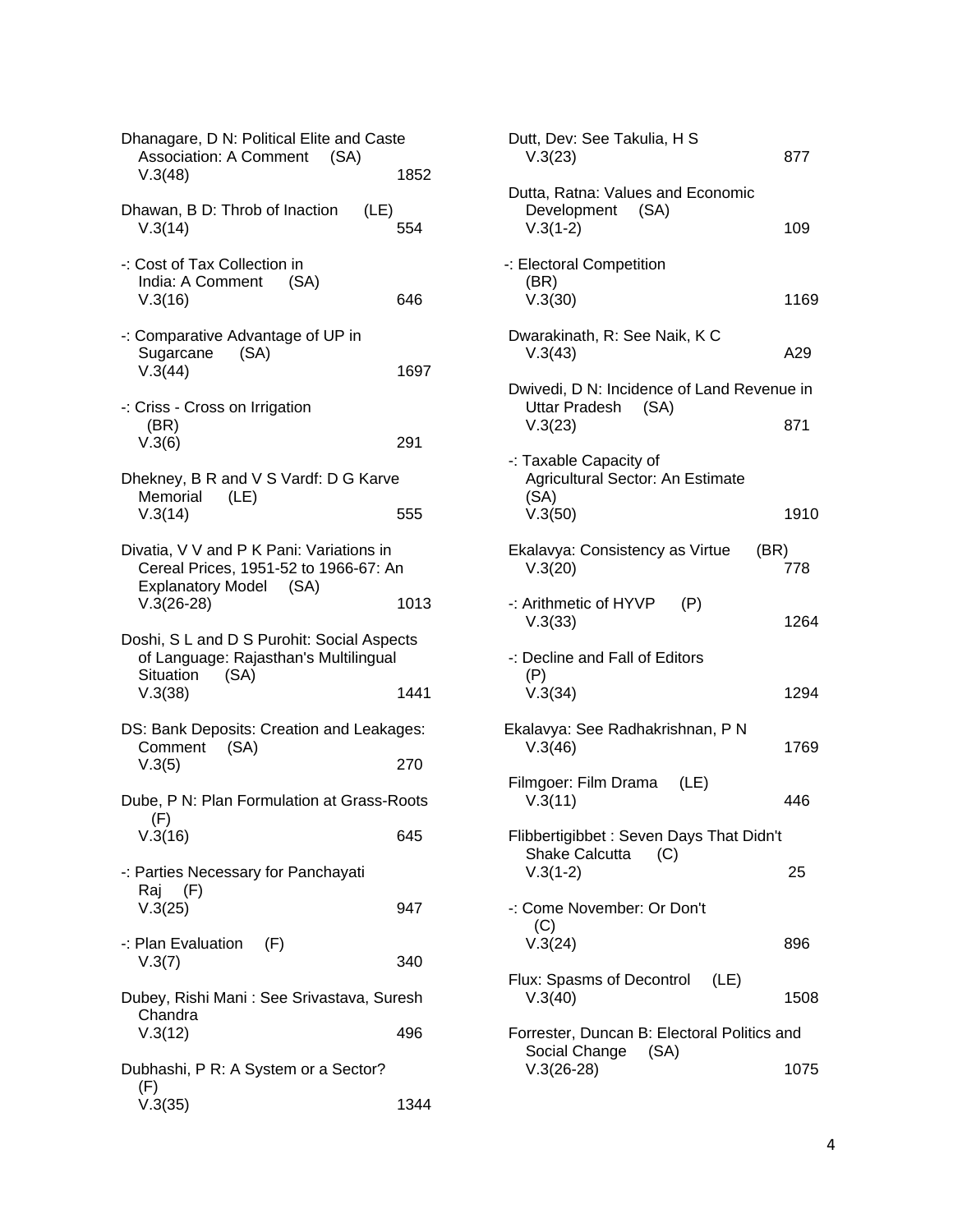Dhanagare, D N: Political Elite and Caste Association: A Comment (SA)
V.3(48) 1852

Dhawan, B D: Throb of Inaction (LE)
V.3(14) 554

-: Cost of Tax Collection in India: A Comment (SA)
V.3(16) 646

-: Comparative Advantage of UP in Sugarcane (SA)
V.3(44) 1697

-: Criss - Cross on Irrigation (BR)
V.3(6) 291

Dhekney, B R and V S Vardf: D G Karve Memorial (LE)
V.3(14) 555

Divatia, V V and P K Pani: Variations in Cereal Prices, 1951-52 to 1966-67: An Explanatory Model (SA)
V.3(26-28) 1013

Doshi, S L and D S Purohit: Social Aspects of Language: Rajasthan's Multilingual Situation (SA)
V.3(38) 1441

DS: Bank Deposits: Creation and Leakages: Comment (SA)
V.3(5) 270

Dube, P N: Plan Formulation at Grass-Roots (F)
V.3(16) 645

-: Parties Necessary for Panchayati Raj (F)
V.3(25) 947

-: Plan Evaluation (F)
V.3(7) 340

Dubey, Rishi Mani : See Srivastava, Suresh Chandra
V.3(12) 496

Dubhashi, P R: A System or a Sector? (F)
V.3(35) 1344

Dutt, Dev: See Takulia, H S
V.3(23) 877

Dutta, Ratna: Values and Economic Development (SA)
V.3(1-2) 109

-: Electoral Competition (BR)
V.3(30) 1169

Dwarakinath, R: See Naik, K C
V.3(43) A29

Dwivedi, D N: Incidence of Land Revenue in Uttar Pradesh (SA)
V.3(23) 871

-: Taxable Capacity of Agricultural Sector: An Estimate (SA)
V.3(50) 1910

Ekalavya: Consistency as Virtue (BR)
V.3(20) 778

-: Arithmetic of HYVP (P)
V.3(33) 1264

-: Decline and Fall of Editors (P)
V.3(34) 1294

Ekalavya: See Radhakrishnan, P N
V.3(46) 1769

Filmgoer: Film Drama (LE)
V.3(11) 446

Flibbertigibbet : Seven Days That Didn't Shake Calcutta (C)
V.3(1-2) 25

-: Come November: Or Don't (C)
V.3(24) 896

Flux: Spasms of Decontrol (LE)
V.3(40) 1508

Forrester, Duncan B: Electoral Politics and Social Change (SA)
V.3(26-28) 1075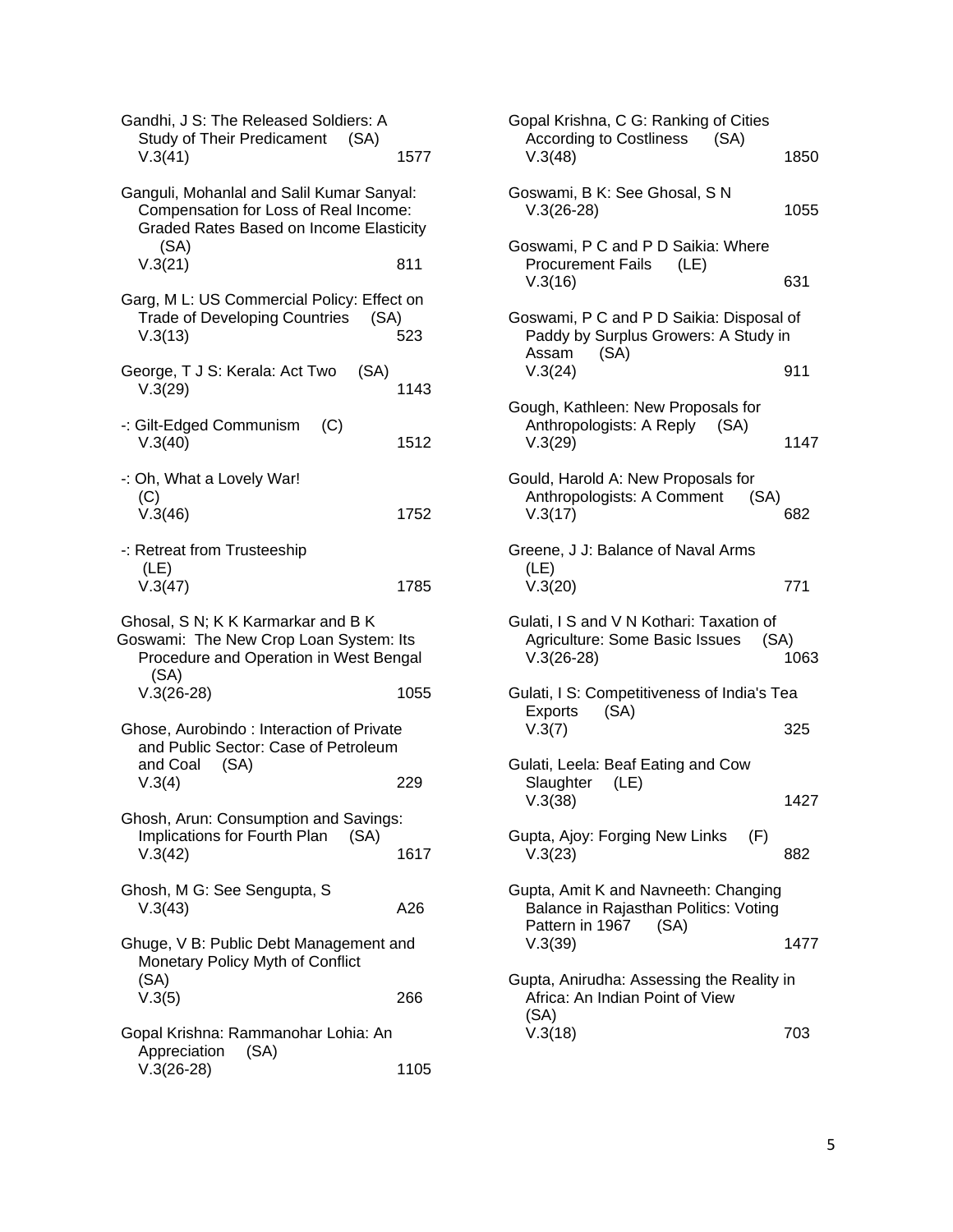Gandhi, J S: The Released Soldiers: A Study of Their Predicament (SA)
V.3(41) 1577

Ganguli, Mohanlal and Salil Kumar Sanyal: Compensation for Loss of Real Income: Graded Rates Based on Income Elasticity (SA)
V.3(21) 811

Garg, M L: US Commercial Policy: Effect on Trade of Developing Countries (SA)
V.3(13) 523

George, T J S: Kerala: Act Two (SA)
V.3(29) 1143

-: Gilt-Edged Communism (C)
V.3(40) 1512

-: Oh, What a Lovely War! (C)
V.3(46) 1752

-: Retreat from Trusteeship (LE)
V.3(47) 1785

Ghosal, S N; K K Karmarkar and B K Goswami: The New Crop Loan System: Its Procedure and Operation in West Bengal (SA)
V.3(26-28) 1055

Ghose, Aurobindo : Interaction of Private and Public Sector: Case of Petroleum and Coal (SA)
V.3(4) 229

Ghosh, Arun: Consumption and Savings: Implications for Fourth Plan (SA)
V.3(42) 1617

Ghosh, M G: See Sengupta, S
V.3(43) A26

Ghuge, V B: Public Debt Management and Monetary Policy Myth of Conflict (SA)
V.3(5) 266

Gopal Krishna: Rammanohar Lohia: An Appreciation (SA)
V.3(26-28) 1105

Gopal Krishna, C G: Ranking of Cities According to Costliness (SA)
V.3(48) 1850

Goswami, B K: See Ghosal, S N
V.3(26-28) 1055

Goswami, P C and P D Saikia: Where Procurement Fails (LE)
V.3(16) 631

Goswami, P C and P D Saikia: Disposal of Paddy by Surplus Growers: A Study in Assam (SA)
V.3(24) 911

Gough, Kathleen: New Proposals for Anthropologists: A Reply (SA)
V.3(29) 1147

Gould, Harold A: New Proposals for Anthropologists: A Comment (SA)
V.3(17) 682

Greene, J J: Balance of Naval Arms (LE)
V.3(20) 771

Gulati, I S and V N Kothari: Taxation of Agriculture: Some Basic Issues (SA)
V.3(26-28) 1063

Gulati, I S: Competitiveness of India's Tea Exports (SA)
V.3(7) 325

Gulati, Leela: Beaf Eating and Cow Slaughter (LE)
V.3(38) 1427

Gupta, Ajoy: Forging New Links (F)
V.3(23) 882

Gupta, Amit K and Navneeth: Changing Balance in Rajasthan Politics: Voting Pattern in 1967 (SA)
V.3(39) 1477

Gupta, Anirudha: Assessing the Reality in Africa: An Indian Point of View (SA)
V.3(18) 703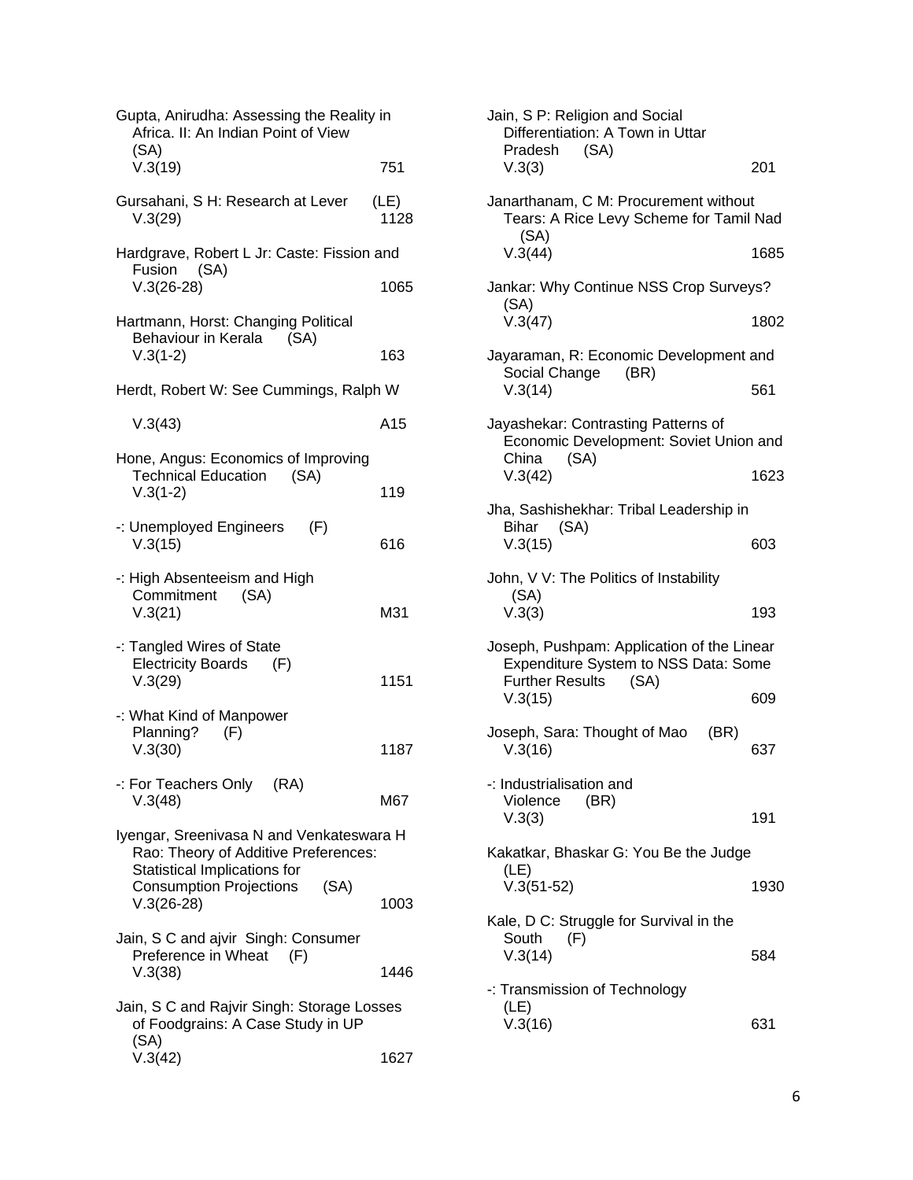Gupta, Anirudha: Assessing the Reality in Africa. II: An Indian Point of View (SA)
V.3(19) 751

Gursahani, S H: Research at Lever (LE)
V.3(29) 1128

Hardgrave, Robert L Jr: Caste: Fission and Fusion (SA)
V.3(26-28) 1065

Hartmann, Horst: Changing Political Behaviour in Kerala (SA)
V.3(1-2) 163

Herdt, Robert W: See Cummings, Ralph W

V.3(43) A15

Hone, Angus: Economics of Improving Technical Education (SA)
V.3(1-2) 119

-: Unemployed Engineers (F)
V.3(15) 616

-: High Absenteeism and High Commitment (SA)
V.3(21) M31

-: Tangled Wires of State Electricity Boards (F)
V.3(29) 1151

-: What Kind of Manpower Planning? (F)
V.3(30) 1187

-: For Teachers Only (RA)
V.3(48) M67

Iyengar, Sreenivasa N and Venkateswara H Rao: Theory of Additive Preferences: Statistical Implications for Consumption Projections (SA)
V.3(26-28) 1003

Jain, S C and ajvir Singh: Consumer Preference in Wheat (F)
V.3(38) 1446

Jain, S C and Rajvir Singh: Storage Losses of Foodgrains: A Case Study in UP (SA)
V.3(42) 1627

Jain, S P: Religion and Social Differentiation: A Town in Uttar Pradesh (SA)
V.3(3) 201

Janarthanam, C M: Procurement without Tears: A Rice Levy Scheme for Tamil Nad (SA)
V.3(44) 1685

Jankar: Why Continue NSS Crop Surveys? (SA)
V.3(47) 1802

Jayaraman, R: Economic Development and Social Change (BR)
V.3(14) 561

Jayashekar: Contrasting Patterns of Economic Development: Soviet Union and China (SA)
V.3(42) 1623

Jha, Sashishekhar: Tribal Leadership in Bihar (SA)
V.3(15) 603

John, V V: The Politics of Instability (SA)
V.3(3) 193

Joseph, Pushpam: Application of the Linear Expenditure System to NSS Data: Some Further Results (SA)
V.3(15) 609

Joseph, Sara: Thought of Mao (BR)
V.3(16) 637

-: Industrialisation and Violence (BR)
V.3(3) 191

Kakatkar, Bhaskar G: You Be the Judge (LE)
V.3(51-52) 1930

Kale, D C: Struggle for Survival in the South (F)
V.3(14) 584

-: Transmission of Technology (LE)
V.3(16) 631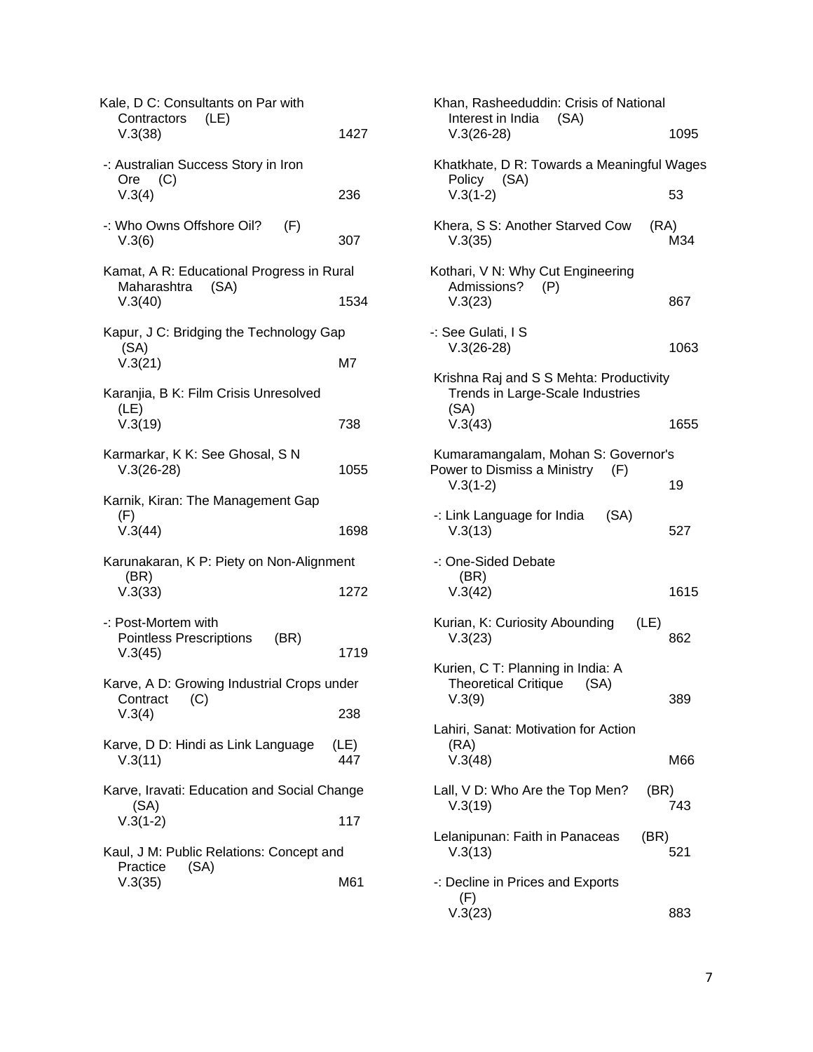Kale, D C: Consultants on Par with Contractors (LE)
V.3(38) 1427

-: Australian Success Story in Iron Ore (C)
V.3(4) 236

-: Who Owns Offshore Oil? (F)
V.3(6) 307

Kamat, A R: Educational Progress in Rural Maharashtra (SA)
V.3(40) 1534

Kapur, J C: Bridging the Technology Gap (SA)
V.3(21) M7

Karanjia, B K: Film Crisis Unresolved (LE)
V.3(19) 738

Karmarkar, K K: See Ghosal, S N
V.3(26-28) 1055

Karnik, Kiran: The Management Gap (F)
V.3(44) 1698

Karunakaran, K P: Piety on Non-Alignment (BR)
V.3(33) 1272

-: Post-Mortem with Pointless Prescriptions (BR)
V.3(45) 1719

Karve, A D: Growing Industrial Crops under Contract (C)
V.3(4) 238

Karve, D D: Hindi as Link Language (LE)
V.3(11) 447

Karve, Iravati: Education and Social Change (SA)
V.3(1-2) 117

Kaul, J M: Public Relations: Concept and Practice (SA)
V.3(35) M61

Khan, Rasheeduddin: Crisis of National Interest in India (SA)
V.3(26-28) 1095

Khatkhate, D R: Towards a Meaningful Wages Policy (SA)
V.3(1-2) 53

Khera, S S: Another Starved Cow (RA)
V.3(35) M34

Kothari, V N: Why Cut Engineering Admissions? (P)
V.3(23) 867

-: See Gulati, I S
V.3(26-28) 1063

Krishna Raj and S S Mehta: Productivity Trends in Large-Scale Industries (SA)
V.3(43) 1655

Kumaramangalam, Mohan S: Governor's Power to Dismiss a Ministry (F)
V.3(1-2) 19

-: Link Language for India (SA)
V.3(13) 527

-: One-Sided Debate (BR)
V.3(42) 1615

Kurian, K: Curiosity Abounding (LE)
V.3(23) 862

Kurien, C T: Planning in India: A Theoretical Critique (SA)
V.3(9) 389

Lahiri, Sanat: Motivation for Action (RA)
V.3(48) M66

Lall, V D: Who Are the Top Men? (BR)
V.3(19) 743

Lelanipunan: Faith in Panaceas (BR)
V.3(13) 521

-: Decline in Prices and Exports (F)
V.3(23) 883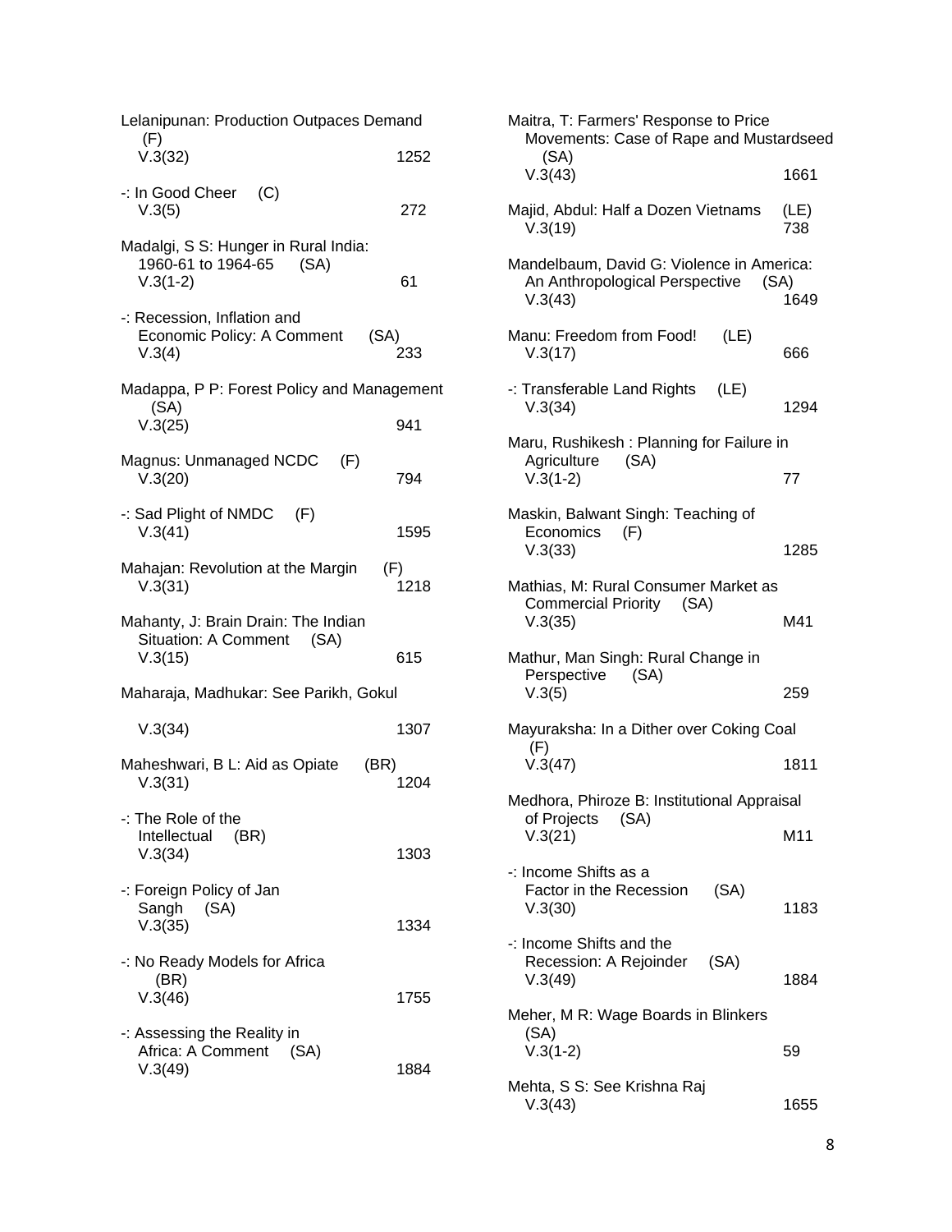Lelanipunan: Production Outpaces Demand (F)
V.3(32) 1252

-: In Good Cheer (C)
V.3(5) 272

Madalgi, S S: Hunger in Rural India: 1960-61 to 1964-65 (SA)
V.3(1-2) 61

-: Recession, Inflation and Economic Policy: A Comment (SA)
V.3(4) 233

Madappa, P P: Forest Policy and Management (SA)
V.3(25) 941

Magnus: Unmanaged NCDC (F)
V.3(20) 794

-: Sad Plight of NMDC (F)
V.3(41) 1595

Mahajan: Revolution at the Margin (F)
V.3(31) 1218

Mahanty, J: Brain Drain: The Indian Situation: A Comment (SA)
V.3(15) 615

Maharaja, Madhukar: See Parikh, Gokul

V.3(34) 1307

Maheshwari, B L: Aid as Opiate (BR)
V.3(31) 1204

-: The Role of the Intellectual (BR)
V.3(34) 1303

-: Foreign Policy of Jan Sangh (SA)
V.3(35) 1334

-: No Ready Models for Africa (BR)
V.3(46) 1755

-: Assessing the Reality in Africa: A Comment (SA)
V.3(49) 1884

Maitra, T: Farmers' Response to Price Movements: Case of Rape and Mustardseed (SA)
V.3(43) 1661

Majid, Abdul: Half a Dozen Vietnams (LE)
V.3(19) 738

Mandelbaum, David G: Violence in America: An Anthropological Perspective (SA)
V.3(43) 1649

Manu: Freedom from Food! (LE)
V.3(17) 666

-: Transferable Land Rights (LE)
V.3(34) 1294

Maru, Rushikesh : Planning for Failure in Agriculture (SA)
V.3(1-2) 77

Maskin, Balwant Singh: Teaching of Economics (F)
V.3(33) 1285

Mathias, M: Rural Consumer Market as Commercial Priority (SA)
V.3(35) M41

Mathur, Man Singh: Rural Change in Perspective (SA)
V.3(5) 259

Mayuraksha: In a Dither over Coking Coal (F)
V.3(47) 1811

Medhora, Phiroze B: Institutional Appraisal of Projects (SA)
V.3(21) M11

-: Income Shifts as a Factor in the Recession (SA)
V.3(30) 1183

-: Income Shifts and the Recession: A Rejoinder (SA)
V.3(49) 1884

Meher, M R: Wage Boards in Blinkers (SA)
V.3(1-2) 59

Mehta, S S: See Krishna Raj
V.3(43) 1655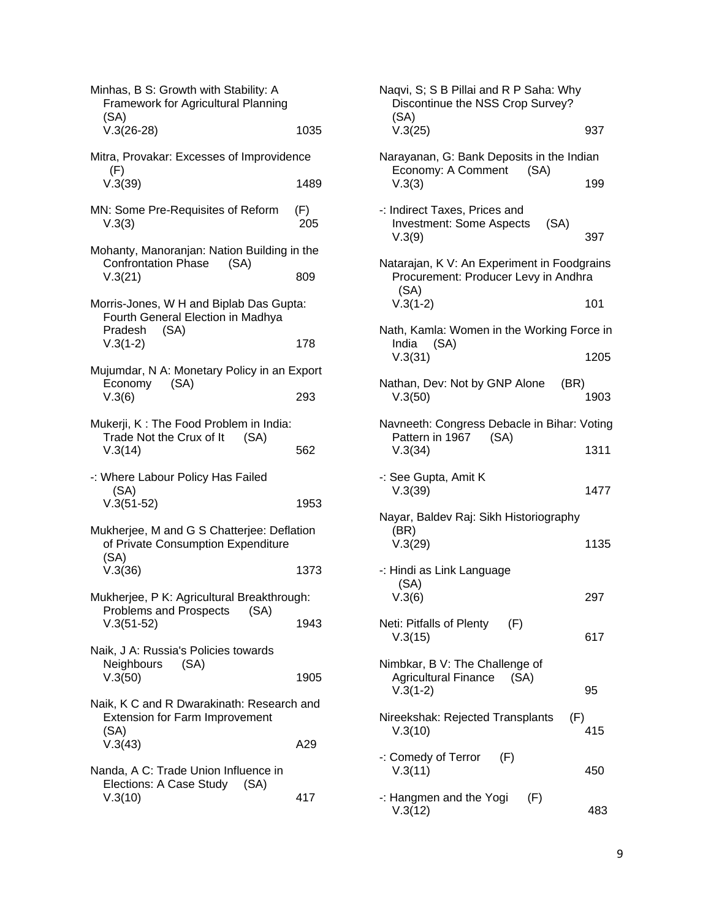Minhas, B S: Growth with Stability: A Framework for Agricultural Planning (SA)
V.3(26-28) 1035

Mitra, Provakar: Excesses of Improvidence (F)
V.3(39) 1489

MN: Some Pre-Requisites of Reform (F)
V.3(3) 205

Mohanty, Manoranjan: Nation Building in the Confrontation Phase (SA)
V.3(21) 809

Morris-Jones, W H and Biplab Das Gupta: Fourth General Election in Madhya Pradesh (SA)
V.3(1-2) 178

Mujumdar, N A: Monetary Policy in an Export Economy (SA)
V.3(6) 293

Mukerji, K : The Food Problem in India: Trade Not the Crux of It (SA)
V.3(14) 562

-: Where Labour Policy Has Failed (SA)
V.3(51-52) 1953

Mukherjee, M and G S Chatterjee: Deflation of Private Consumption Expenditure (SA)
V.3(36) 1373

Mukherjee, P K: Agricultural Breakthrough: Problems and Prospects (SA)
V.3(51-52) 1943

Naik, J A: Russia's Policies towards Neighbours (SA)
V.3(50) 1905

Naik, K C and R Dwarakinath: Research and Extension for Farm Improvement (SA)
V.3(43) A29

Nanda, A C: Trade Union Influence in Elections: A Case Study (SA)
V.3(10) 417

Naqvi, S; S B Pillai and R P Saha: Why Discontinue the NSS Crop Survey? (SA)
V.3(25) 937

Narayanan, G: Bank Deposits in the Indian Economy: A Comment (SA)
V.3(3) 199

-: Indirect Taxes, Prices and Investment: Some Aspects (SA)
V.3(9) 397

Natarajan, K V: An Experiment in Foodgrains Procurement: Producer Levy in Andhra (SA)
V.3(1-2) 101

Nath, Kamla: Women in the Working Force in India (SA)
V.3(31) 1205

Nathan, Dev: Not by GNP Alone (BR)
V.3(50) 1903

Navneeth: Congress Debacle in Bihar: Voting Pattern in 1967 (SA)
V.3(34) 1311

-: See Gupta, Amit K
V.3(39) 1477

Nayar, Baldev Raj: Sikh Historiography (BR)
V.3(29) 1135

-: Hindi as Link Language (SA)
V.3(6) 297

Neti: Pitfalls of Plenty (F)
V.3(15) 617

Nimbkar, B V: The Challenge of Agricultural Finance (SA)
V.3(1-2) 95

Nireekshak: Rejected Transplants (F)
V.3(10) 415

-: Comedy of Terror (F)
V.3(11) 450

-: Hangmen and the Yogi (F)
V.3(12) 483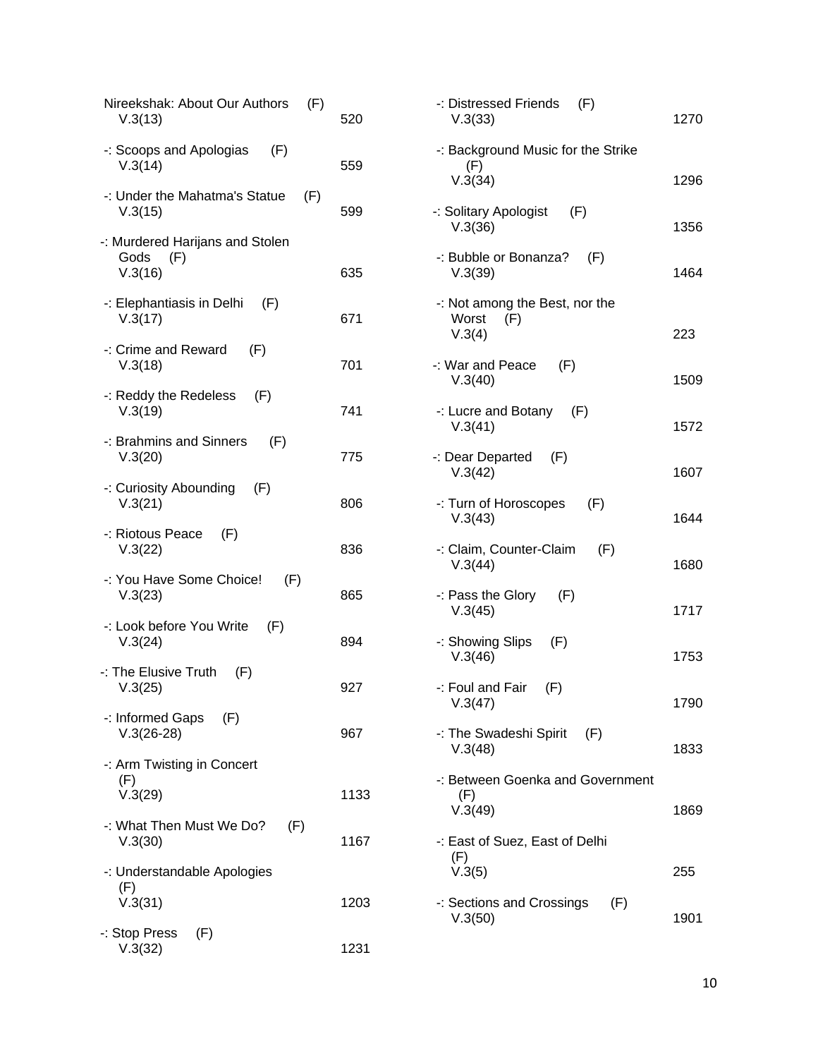Nireekshak: About Our Authors (F)
V.3(13) 520

-: Scoops and Apologias (F)
V.3(14) 559

-: Under the Mahatma's Statue (F)
V.3(15) 599

-: Murdered Harijans and Stolen Gods (F)
V.3(16) 635

-: Elephantiasis in Delhi (F)
V.3(17) 671

-: Crime and Reward (F)
V.3(18) 701

-: Reddy the Redeless (F)
V.3(19) 741

-: Brahmins and Sinners (F)
V.3(20) 775

-: Curiosity Abounding (F)
V.3(21) 806

-: Riotous Peace (F)
V.3(22) 836

-: You Have Some Choice! (F)
V.3(23) 865

-: Look before You Write (F)
V.3(24) 894

-: The Elusive Truth (F)
V.3(25) 927

-: Informed Gaps (F)
V.3(26-28) 967

-: Arm Twisting in Concert (F)
V.3(29) 1133

-: What Then Must We Do? (F)
V.3(30) 1167

-: Understandable Apologies (F)
V.3(31) 1203

-: Stop Press (F)
V.3(32) 1231

-: Distressed Friends (F)
V.3(33) 1270

-: Background Music for the Strike (F)
V.3(34) 1296

-: Solitary Apologist (F)
V.3(36) 1356

-: Bubble or Bonanza? (F)
V.3(39) 1464

-: Not among the Best, nor the Worst (F)
V.3(4) 223

-: War and Peace (F)
V.3(40) 1509

-: Lucre and Botany (F)
V.3(41) 1572

-: Dear Departed (F)
V.3(42) 1607

-: Turn of Horoscopes (F)
V.3(43) 1644

-: Claim, Counter-Claim (F)
V.3(44) 1680

-: Pass the Glory (F)
V.3(45) 1717

-: Showing Slips (F)
V.3(46) 1753

-: Foul and Fair (F)
V.3(47) 1790

-: The Swadeshi Spirit (F)
V.3(48) 1833

-: Between Goenka and Government (F)
V.3(49) 1869

-: East of Suez, East of Delhi (F)
V.3(5) 255

-: Sections and Crossings (F)
V.3(50) 1901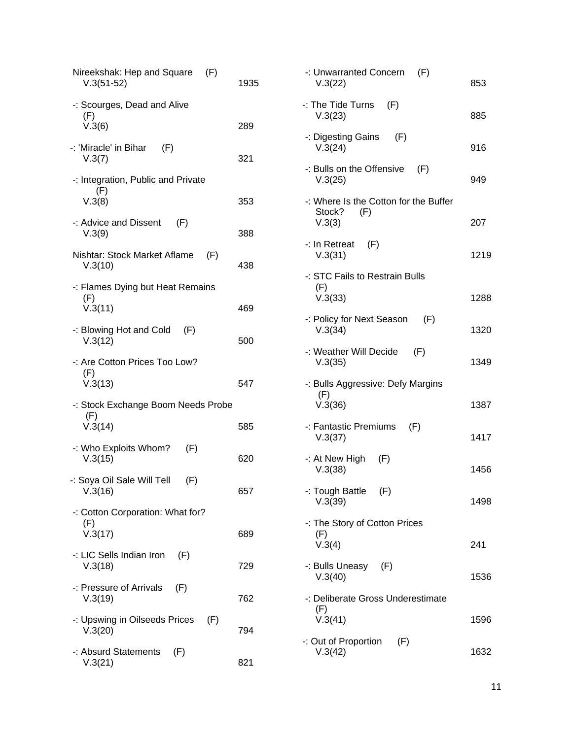Nireekshak: Hep and Square (F)
V.3(51-52) 1935

-: Scourges, Dead and Alive (F)
V.3(6) 289

-: 'Miracle' in Bihar (F)
V.3(7) 321

-: Integration, Public and Private (F)
V.3(8) 353

-: Advice and Dissent (F)
V.3(9) 388

Nishtar: Stock Market Aflame (F)
V.3(10) 438

-: Flames Dying but Heat Remains (F)
V.3(11) 469

-: Blowing Hot and Cold (F)
V.3(12) 500

-: Are Cotton Prices Too Low? (F)
V.3(13) 547

-: Stock Exchange Boom Needs Probe (F)
V.3(14) 585

-: Who Exploits Whom? (F)
V.3(15) 620

-: Soya Oil Sale Will Tell (F)
V.3(16) 657

-: Cotton Corporation: What for? (F)
V.3(17) 689

-: LIC Sells Indian Iron (F)
V.3(18) 729

-: Pressure of Arrivals (F)
V.3(19) 762

-: Upswing in Oilseeds Prices (F)
V.3(20) 794

-: Absurd Statements (F)
V.3(21) 821

-: Unwarranted Concern (F)
V.3(22) 853

-: The Tide Turns (F)
V.3(23) 885

-: Digesting Gains (F)
V.3(24) 916

-: Bulls on the Offensive (F)
V.3(25) 949

-: Where Is the Cotton for the Buffer Stock? (F)
V.3(3) 207

-: In Retreat (F)
V.3(31) 1219

-: STC Fails to Restrain Bulls (F)
V.3(33) 1288

-: Policy for Next Season (F)
V.3(34) 1320

-: Weather Will Decide (F)
V.3(35) 1349

-: Bulls Aggressive: Defy Margins (F)
V.3(36) 1387

-: Fantastic Premiums (F)
V.3(37) 1417

-: At New High (F)
V.3(38) 1456

-: Tough Battle (F)
V.3(39) 1498

-: The Story of Cotton Prices (F)
V.3(4) 241

-: Bulls Uneasy (F)
V.3(40) 1536

-: Deliberate Gross Underestimate (F)
V.3(41) 1596

-: Out of Proportion (F)
V.3(42) 1632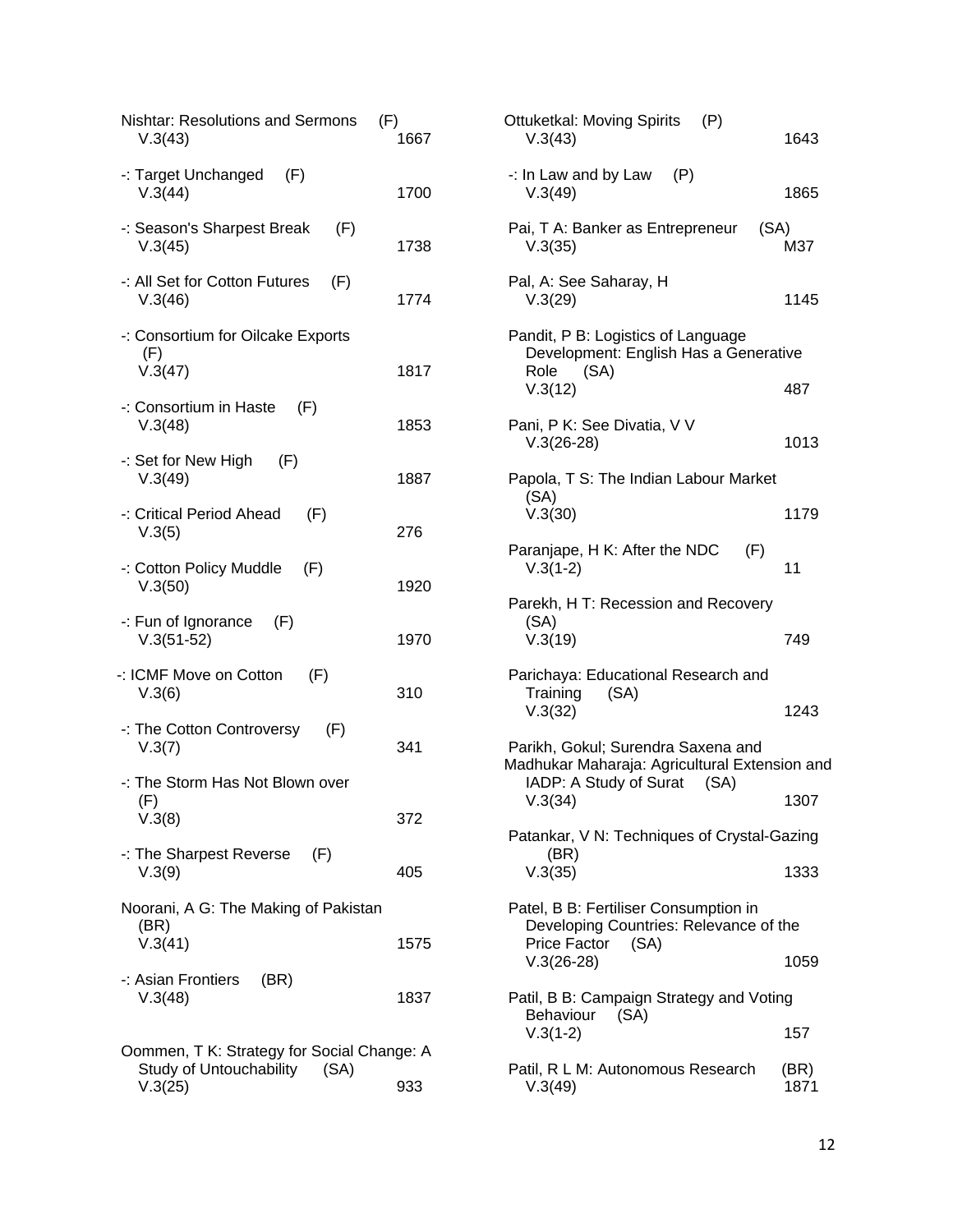Nishtar: Resolutions and Sermons (F)
V.3(43) 1667

-: Target Unchanged (F)
V.3(44) 1700

-: Season's Sharpest Break (F)
V.3(45) 1738

-: All Set for Cotton Futures (F)
V.3(46) 1774

-: Consortium for Oilcake Exports (F)
V.3(47) 1817

-: Consortium in Haste (F)
V.3(48) 1853

-: Set for New High (F)
V.3(49) 1887

-: Critical Period Ahead (F)
V.3(5) 276

-: Cotton Policy Muddle (F)
V.3(50) 1920

-: Fun of Ignorance (F)
V.3(51-52) 1970

-: ICMF Move on Cotton (F)
V.3(6) 310

-: The Cotton Controversy (F)
V.3(7) 341

-: The Storm Has Not Blown over (F)
V.3(8) 372

-: The Sharpest Reverse (F)
V.3(9) 405

Noorani, A G: The Making of Pakistan (BR)
V.3(41) 1575

-: Asian Frontiers (BR)
V.3(48) 1837

Oommen, T K: Strategy for Social Change: A Study of Untouchability (SA)
V.3(25) 933

Ottuketkal: Moving Spirits (P)
V.3(43) 1643

-: In Law and by Law (P)
V.3(49) 1865

Pai, T A: Banker as Entrepreneur (SA)
V.3(35) M37

Pal, A: See Saharay, H
V.3(29) 1145

Pandit, P B: Logistics of Language Development: English Has a Generative Role (SA)
V.3(12) 487

Pani, P K: See Divatia, V V
V.3(26-28) 1013

Papola, T S: The Indian Labour Market (SA)
V.3(30) 1179

Paranjape, H K: After the NDC (F)
V.3(1-2) 11

Parekh, H T: Recession and Recovery (SA)
V.3(19) 749

Parichaya: Educational Research and Training (SA)
V.3(32) 1243

Parikh, Gokul; Surendra Saxena and Madhukar Maharaja: Agricultural Extension and IADP: A Study of Surat (SA)
V.3(34) 1307

Patankar, V N: Techniques of Crystal-Gazing (BR)
V.3(35) 1333

Patel, B B: Fertiliser Consumption in Developing Countries: Relevance of the Price Factor (SA)
V.3(26-28) 1059

Patil, B B: Campaign Strategy and Voting Behaviour (SA)
V.3(1-2) 157

Patil, R L M: Autonomous Research (BR)
V.3(49) 1871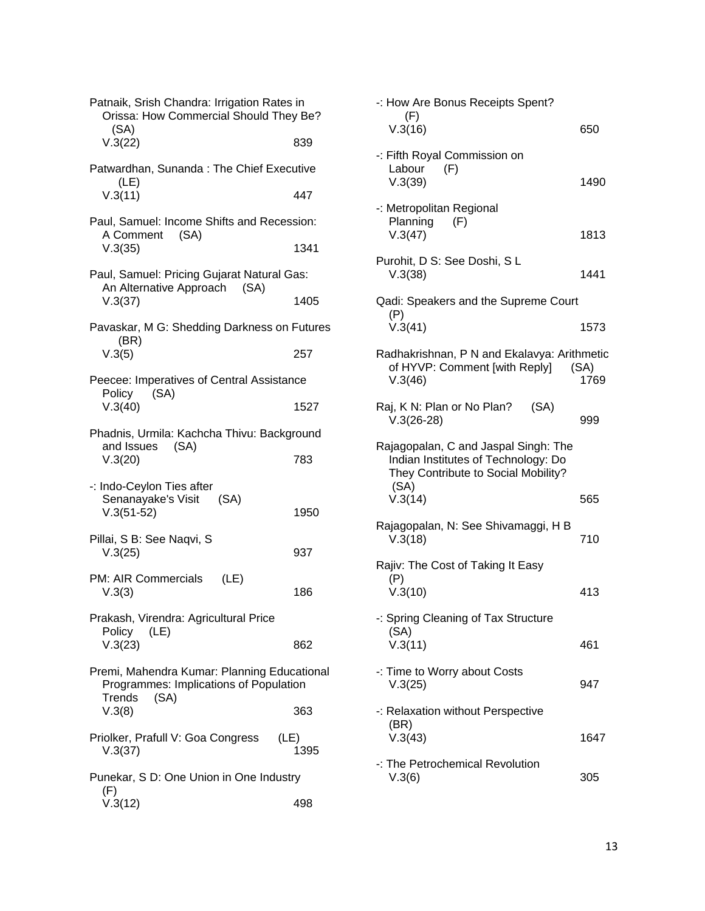Patnaik, Srish Chandra: Irrigation Rates in Orissa: How Commercial Should They Be? (SA)
V.3(22) 839

Patwardhan, Sunanda : The Chief Executive (LE)
V.3(11) 447

Paul, Samuel: Income Shifts and Recession: A Comment (SA)
V.3(35) 1341

Paul, Samuel: Pricing Gujarat Natural Gas: An Alternative Approach (SA)
V.3(37) 1405

Pavaskar, M G: Shedding Darkness on Futures (BR)
V.3(5) 257

Peecee: Imperatives of Central Assistance Policy (SA)
V.3(40) 1527

Phadnis, Urmila: Kachcha Thivu: Background and Issues (SA)
V.3(20) 783

-: Indo-Ceylon Ties after Senanayake's Visit (SA)
V.3(51-52) 1950

Pillai, S B: See Naqvi, S
V.3(25) 937

PM: AIR Commercials (LE)
V.3(3) 186

Prakash, Virendra: Agricultural Price Policy (LE)
V.3(23) 862

Premi, Mahendra Kumar: Planning Educational Programmes: Implications of Population Trends (SA)
V.3(8) 363

Priolker, Prafull V: Goa Congress (LE)
V.3(37) 1395

Punekar, S D: One Union in One Industry (F)
V.3(12) 498

-: How Are Bonus Receipts Spent? (F)
V.3(16) 650

-: Fifth Royal Commission on Labour (F)
V.3(39) 1490

-: Metropolitan Regional Planning (F)
V.3(47) 1813

Purohit, D S: See Doshi, S L
V.3(38) 1441

Qadi: Speakers and the Supreme Court (P)
V.3(41) 1573

Radhakrishnan, P N and Ekalavya: Arithmetic of HYVP: Comment [with Reply] (SA)
V.3(46) 1769

Raj, K N: Plan or No Plan? (SA)
V.3(26-28) 999

Rajagopalan, C and Jaspal Singh: The Indian Institutes of Technology: Do They Contribute to Social Mobility? (SA)
V.3(14) 565

Rajagopalan, N: See Shivamaggi, H B
V.3(18) 710

Rajiv: The Cost of Taking It Easy (P)
V.3(10) 413

-: Spring Cleaning of Tax Structure (SA)
V.3(11) 461

-: Time to Worry about Costs
V.3(25) 947

-: Relaxation without Perspective (BR)
V.3(43) 1647

-: The Petrochemical Revolution
V.3(6) 305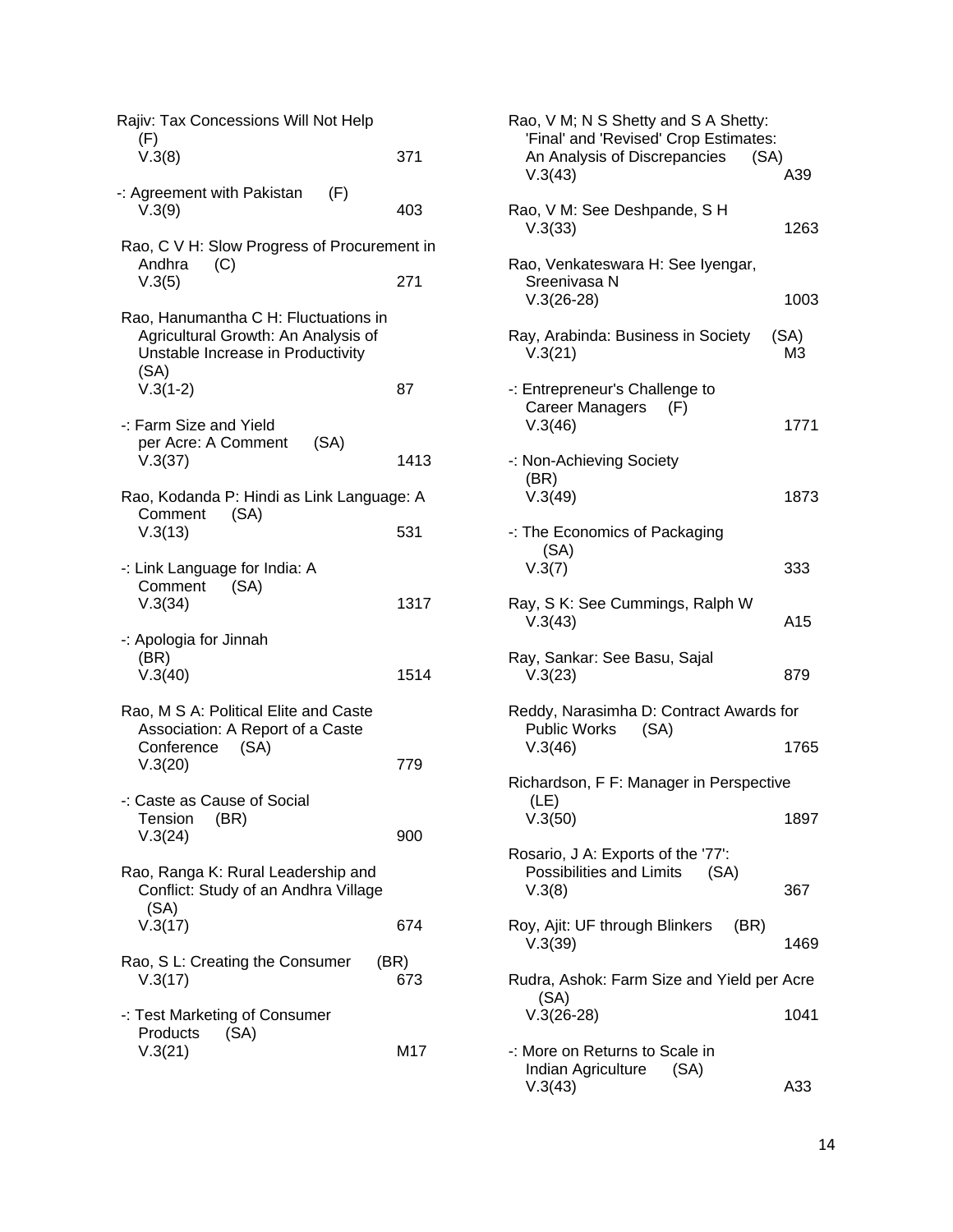Rajiv: Tax Concessions Will Not Help (F)
V.3(8) 371

-: Agreement with Pakistan (F)
V.3(9) 403

Rao, C V H: Slow Progress of Procurement in Andhra (C)
V.3(5) 271

Rao, Hanumantha C H: Fluctuations in Agricultural Growth: An Analysis of Unstable Increase in Productivity (SA)
V.3(1-2) 87

-: Farm Size and Yield per Acre: A Comment (SA)
V.3(37) 1413

Rao, Kodanda P: Hindi as Link Language: A Comment (SA)
V.3(13) 531

-: Link Language for India: A Comment (SA)
V.3(34) 1317

-: Apologia for Jinnah (BR)
V.3(40) 1514

Rao, M S A: Political Elite and Caste Association: A Report of a Caste Conference (SA)
V.3(20) 779

-: Caste as Cause of Social Tension (BR)
V.3(24) 900

Rao, Ranga K: Rural Leadership and Conflict: Study of an Andhra Village (SA)
V.3(17) 674

Rao, S L: Creating the Consumer (BR)
V.3(17) 673

-: Test Marketing of Consumer Products (SA)
V.3(21) M17

Rao, V M; N S Shetty and S A Shetty: 'Final' and 'Revised' Crop Estimates: An Analysis of Discrepancies (SA)
V.3(43) A39

Rao, V M: See Deshpande, S H
V.3(33) 1263

Rao, Venkateswara H: See Iyengar, Sreenivasa N
V.3(26-28) 1003

Ray, Arabinda: Business in Society (SA)
V.3(21) M3

-: Entrepreneur's Challenge to Career Managers (F)
V.3(46) 1771

-: Non-Achieving Society (BR)
V.3(49) 1873

-: The Economics of Packaging (SA)
V.3(7) 333

Ray, S K: See Cummings, Ralph W
V.3(43) A15

Ray, Sankar: See Basu, Sajal
V.3(23) 879

Reddy, Narasimha D: Contract Awards for Public Works (SA)
V.3(46) 1765

Richardson, F F: Manager in Perspective (LE)
V.3(50) 1897

Rosario, J A: Exports of the '77': Possibilities and Limits (SA)
V.3(8) 367

Roy, Ajit: UF through Blinkers (BR)
V.3(39) 1469

Rudra, Ashok: Farm Size and Yield per Acre (SA)
V.3(26-28) 1041

-: More on Returns to Scale in Indian Agriculture (SA)
V.3(43) A33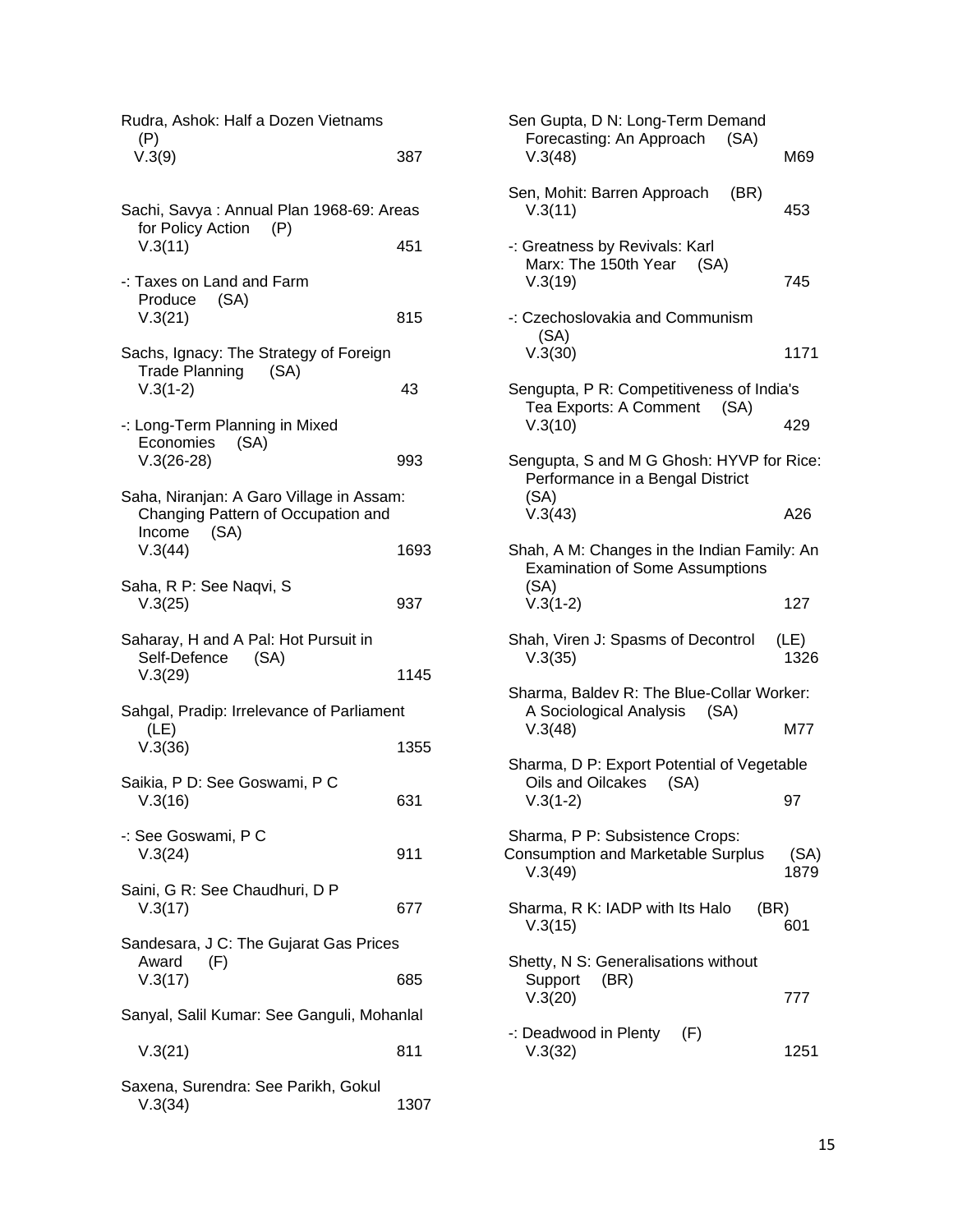Rudra, Ashok: Half a Dozen Vietnams (P)
V.3(9) 387

Sachi, Savya : Annual Plan 1968-69: Areas for Policy Action (P)
V.3(11) 451

-: Taxes on Land and Farm Produce (SA)
V.3(21) 815

Sachs, Ignacy: The Strategy of Foreign Trade Planning (SA)
V.3(1-2) 43

-: Long-Term Planning in Mixed Economies (SA)
V.3(26-28) 993

Saha, Niranjan: A Garo Village in Assam: Changing Pattern of Occupation and Income (SA)
V.3(44) 1693

Saha, R P: See Naqvi, S
V.3(25) 937

Saharay, H and A Pal: Hot Pursuit in Self-Defence (SA)
V.3(29) 1145

Sahgal, Pradip: Irrelevance of Parliament (LE)
V.3(36) 1355

Saikia, P D: See Goswami, P C
V.3(16) 631

-: See Goswami, P C
V.3(24) 911

Saini, G R: See Chaudhuri, D P
V.3(17) 677

Sandesara, J C: The Gujarat Gas Prices Award (F)
V.3(17) 685

Sanyal, Salil Kumar: See Ganguli, Mohanlal
V.3(21) 811

Saxena, Surendra: See Parikh, Gokul
V.3(34) 1307

Sen Gupta, D N: Long-Term Demand Forecasting: An Approach (SA)
V.3(48) M69

Sen, Mohit: Barren Approach (BR)
V.3(11) 453

-: Greatness by Revivals: Karl Marx: The 150th Year (SA)
V.3(19) 745

-: Czechoslovakia and Communism (SA)
V.3(30) 1171

Sengupta, P R: Competitiveness of India's Tea Exports: A Comment (SA)
V.3(10) 429

Sengupta, S and M G Ghosh: HYVP for Rice: Performance in a Bengal District (SA)
V.3(43) A26

Shah, A M: Changes in the Indian Family: An Examination of Some Assumptions (SA)
V.3(1-2) 127

Shah, Viren J: Spasms of Decontrol (LE)
V.3(35) 1326

Sharma, Baldev R: The Blue-Collar Worker: A Sociological Analysis (SA)
V.3(48) M77

Sharma, D P: Export Potential of Vegetable Oils and Oilcakes (SA)
V.3(1-2) 97

Sharma, P P: Subsistence Crops: Consumption and Marketable Surplus (SA)
V.3(49) 1879

Sharma, R K: IADP with Its Halo (BR)
V.3(15) 601

Shetty, N S: Generalisations without Support (BR)
V.3(20) 777

-: Deadwood in Plenty (F)
V.3(32) 1251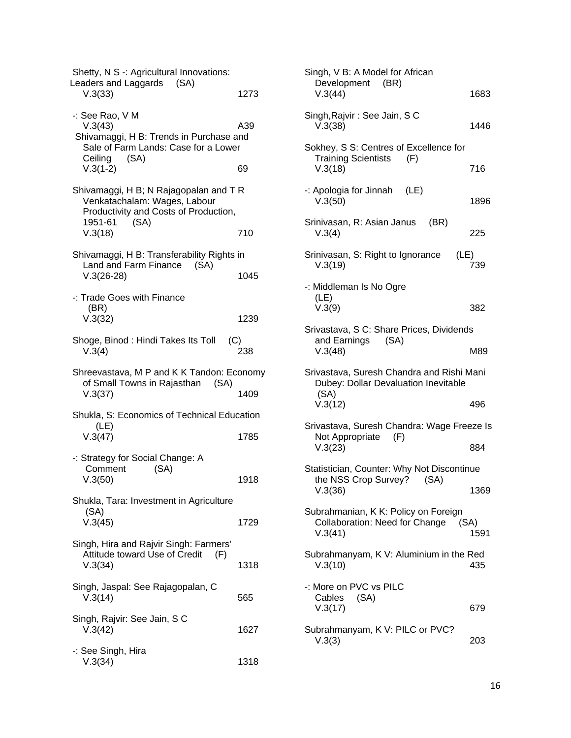Shetty, N S -: Agricultural Innovations: Leaders and Laggards (SA)
V.3(33) 1273

-: See Rao, V M
V.3(43) A39

Shivamaggi, H B: Trends in Purchase and Sale of Farm Lands: Case for a Lower Ceiling (SA)
V.3(1-2) 69

Shivamaggi, H B; N Rajagopalan and T R Venkatachalam: Wages, Labour Productivity and Costs of Production, 1951-61 (SA)
V.3(18) 710

Shivamaggi, H B: Transferability Rights in Land and Farm Finance (SA)
V.3(26-28) 1045

-: Trade Goes with Finance (BR)
V.3(32) 1239

Shoge, Binod : Hindi Takes Its Toll (C)
V.3(4) 238

Shreevastava, M P and K K Tandon: Economy of Small Towns in Rajasthan (SA)
V.3(37) 1409

Shukla, S: Economics of Technical Education (LE)
V.3(47) 1785

-: Strategy for Social Change: A Comment (SA)
V.3(50) 1918

Shukla, Tara: Investment in Agriculture (SA)
V.3(45) 1729

Singh, Hira and Rajvir Singh: Farmers' Attitude toward Use of Credit (F)
V.3(34) 1318

Singh, Jaspal: See Rajagopalan, C
V.3(14) 565

Singh, Rajvir: See Jain, S C
V.3(42) 1627

-: See Singh, Hira
V.3(34) 1318

Singh, V B: A Model for African Development (BR)
V.3(44) 1683

Singh,Rajvir : See Jain, S C
V.3(38) 1446

Sokhey, S S: Centres of Excellence for Training Scientists (F)
V.3(18) 716

-: Apologia for Jinnah (LE)
V.3(50) 1896

Srinivasan, R: Asian Janus (BR)
V.3(4) 225

Srinivasan, S: Right to Ignorance (LE)
V.3(19) 739

-: Middleman Is No Ogre (LE)
V.3(9) 382

Srivastava, S C: Share Prices, Dividends and Earnings (SA)
V.3(48) M89

Srivastava, Suresh Chandra and Rishi Mani Dubey: Dollar Devaluation Inevitable (SA)
V.3(12) 496

Srivastava, Suresh Chandra: Wage Freeze Is Not Appropriate (F)
V.3(23) 884

Statistician, Counter: Why Not Discontinue the NSS Crop Survey? (SA)
V.3(36) 1369

Subrahmanian, K K: Policy on Foreign Collaboration: Need for Change (SA)
V.3(41) 1591

Subrahmanyam, K V: Aluminium in the Red
V.3(10) 435

-: More on PVC vs PILC Cables (SA)
V.3(17) 679

Subrahmanyam, K V: PILC or PVC?
V.3(3) 203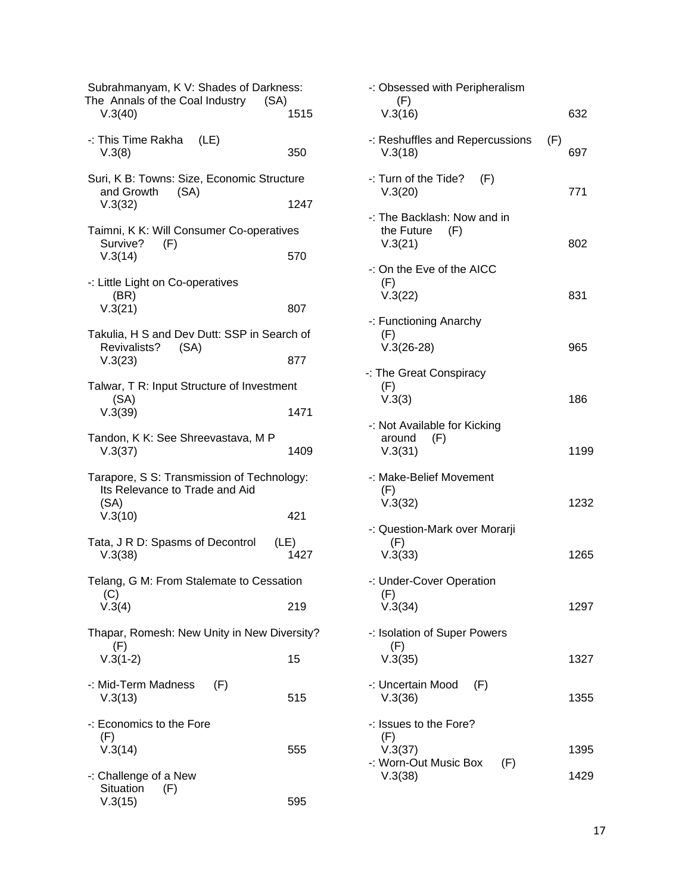Subrahmanyam, K V: Shades of Darkness: The Annals of the Coal Industry (SA)
V.3(40) 1515

-: This Time Rakha (LE)
V.3(8) 350

Suri, K B: Towns: Size, Economic Structure and Growth (SA)
V.3(32) 1247

Taimni, K K: Will Consumer Co-operatives Survive? (F)
V.3(14) 570

-: Little Light on Co-operatives (BR)
V.3(21) 807

Takulia, H S and Dev Dutt: SSP in Search of Revivalists? (SA)
V.3(23) 877

Talwar, T R: Input Structure of Investment (SA)
V.3(39) 1471

Tandon, K K: See Shreevastava, M P
V.3(37) 1409

Tarapore, S S: Transmission of Technology: Its Relevance to Trade and Aid (SA)
V.3(10) 421

Tata, J R D: Spasms of Decontrol (LE)
V.3(38) 1427

Telang, G M: From Stalemate to Cessation (C)
V.3(4) 219

Thapar, Romesh: New Unity in New Diversity? (F)
V.3(1-2) 15

-: Mid-Term Madness (F)
V.3(13) 515

-: Economics to the Fore (F)
V.3(14) 555

-: Challenge of a New Situation (F)
V.3(15) 595

-: Obsessed with Peripheralism (F)
V.3(16) 632

-: Reshuffles and Repercussions (F)
V.3(18) 697

-: Turn of the Tide? (F)
V.3(20) 771

-: The Backlash: Now and in the Future (F)
V.3(21) 802

-: On the Eve of the AICC (F)
V.3(22) 831

-: Functioning Anarchy (F)
V.3(26-28) 965

-: The Great Conspiracy (F)
V.3(3) 186

-: Not Available for Kicking around (F)
V.3(31) 1199

-: Make-Belief Movement (F)
V.3(32) 1232

-: Question-Mark over Morarji (F)
V.3(33) 1265

-: Under-Cover Operation (F)
V.3(34) 1297

-: Isolation of Super Powers (F)
V.3(35) 1327

-: Uncertain Mood (F)
V.3(36) 1355

-: Issues to the Fore? (F)
V.3(37) 1395

-: Worn-Out Music Box (F)
V.3(38) 1429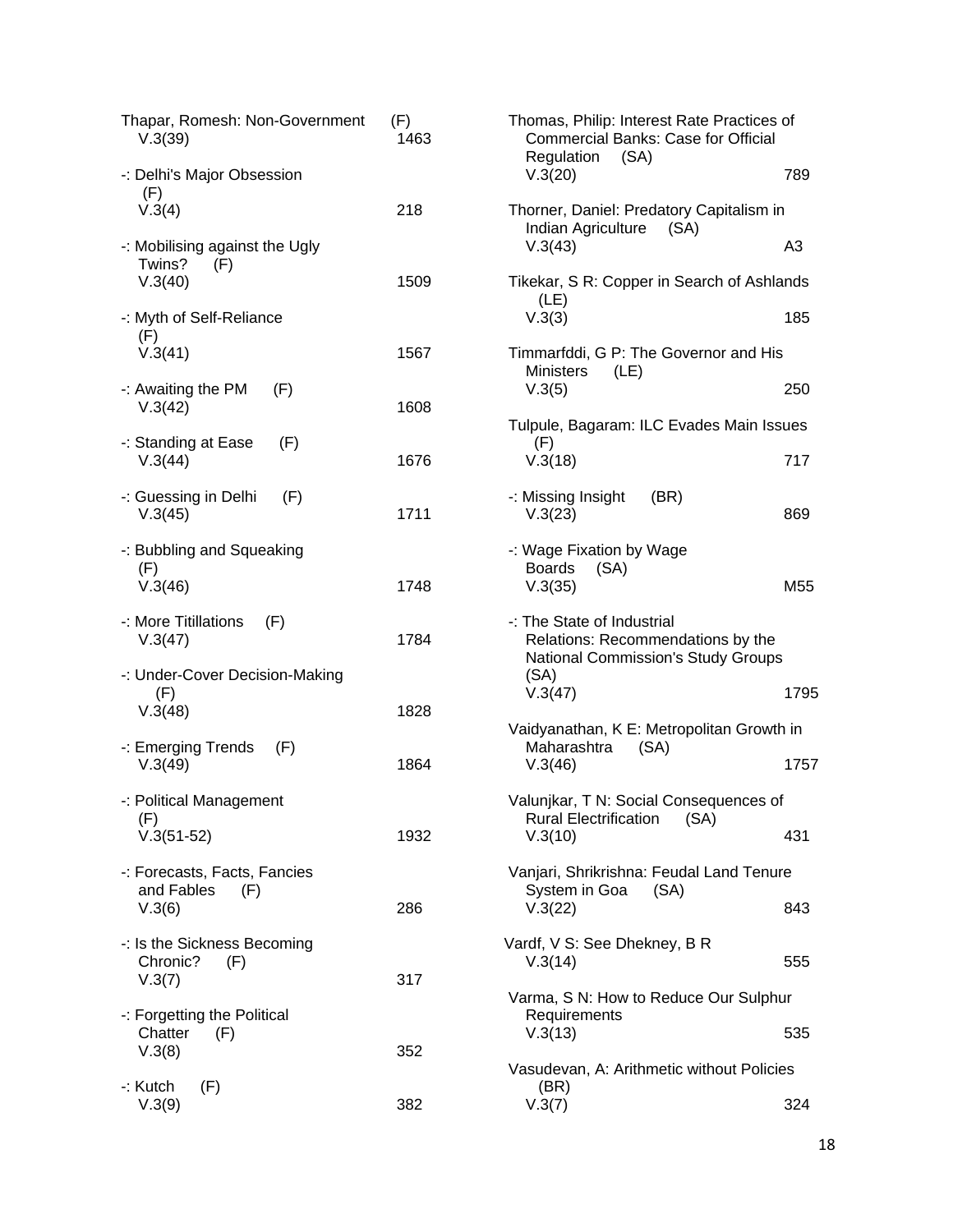Thapar, Romesh: Non-Government (F)
V.3(39) 1463

-: Delhi's Major Obsession (F)
V.3(4) 218

-: Mobilising against the Ugly Twins? (F)
V.3(40) 1509

-: Myth of Self-Reliance (F)
V.3(41) 1567

-: Awaiting the PM (F)
V.3(42) 1608

-: Standing at Ease (F)
V.3(44) 1676

-: Guessing in Delhi (F)
V.3(45) 1711

-: Bubbling and Squeaking (F)
V.3(46) 1748

-: More Titillations (F)
V.3(47) 1784

-: Under-Cover Decision-Making (F)
V.3(48) 1828

-: Emerging Trends (F)
V.3(49) 1864

-: Political Management (F)
V.3(51-52) 1932

-: Forecasts, Facts, Fancies and Fables (F)
V.3(6) 286

-: Is the Sickness Becoming Chronic? (F)
V.3(7) 317

-: Forgetting the Political Chatter (F)
V.3(8) 352

-: Kutch (F)
V.3(9) 382

Thomas, Philip: Interest Rate Practices of Commercial Banks: Case for Official Regulation (SA)
V.3(20) 789

Thorner, Daniel: Predatory Capitalism in Indian Agriculture (SA)
V.3(43) A3

Tikekar, S R: Copper in Search of Ashlands (LE)
V.3(3) 185

Timmarfddi, G P: The Governor and His Ministers (LE)
V.3(5) 250

Tulpule, Bagaram: ILC Evades Main Issues (F)
V.3(18) 717

-: Missing Insight (BR)
V.3(23) 869

-: Wage Fixation by Wage Boards (SA)
V.3(35) M55

-: The State of Industrial Relations: Recommendations by the National Commission's Study Groups (SA)
V.3(47) 1795

Vaidyanathan, K E: Metropolitan Growth in Maharashtra (SA)
V.3(46) 1757

Valunjkar, T N: Social Consequences of Rural Electrification (SA)
V.3(10) 431

Vanjari, Shrikrishna: Feudal Land Tenure System in Goa (SA)
V.3(22) 843

Vardf, V S: See Dhekney, B R
V.3(14) 555

Varma, S N: How to Reduce Our Sulphur Requirements
V.3(13) 535

Vasudevan, A: Arithmetic without Policies (BR)
V.3(7) 324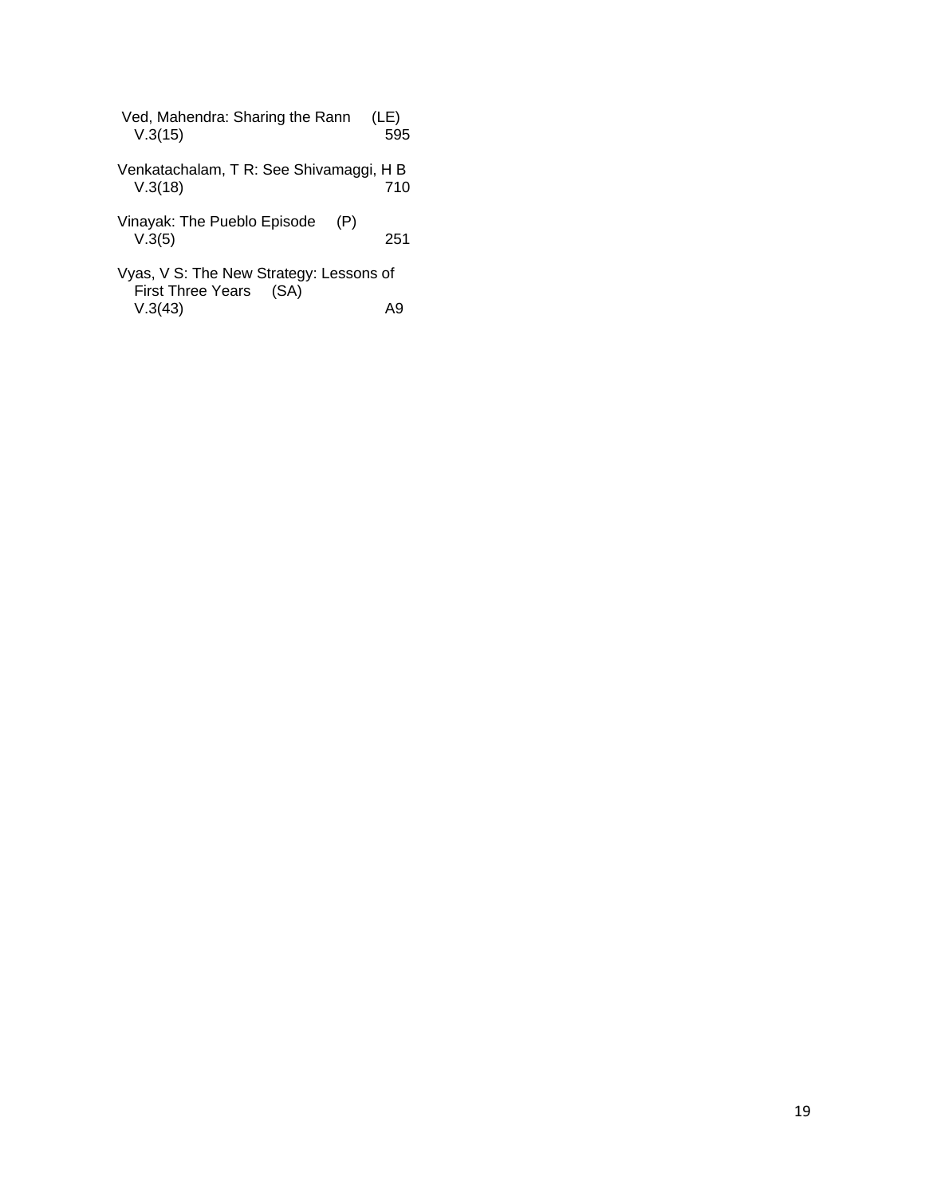Ved, Mahendra: Sharing the Rann (LE)
V.3(15) 595

Venkatachalam, T R: See Shivamaggi, H B
V.3(18) 710

Vinayak: The Pueblo Episode (P)
V.3(5) 251

Vyas, V S: The New Strategy: Lessons of First Three Years (SA)
V.3(43) A9